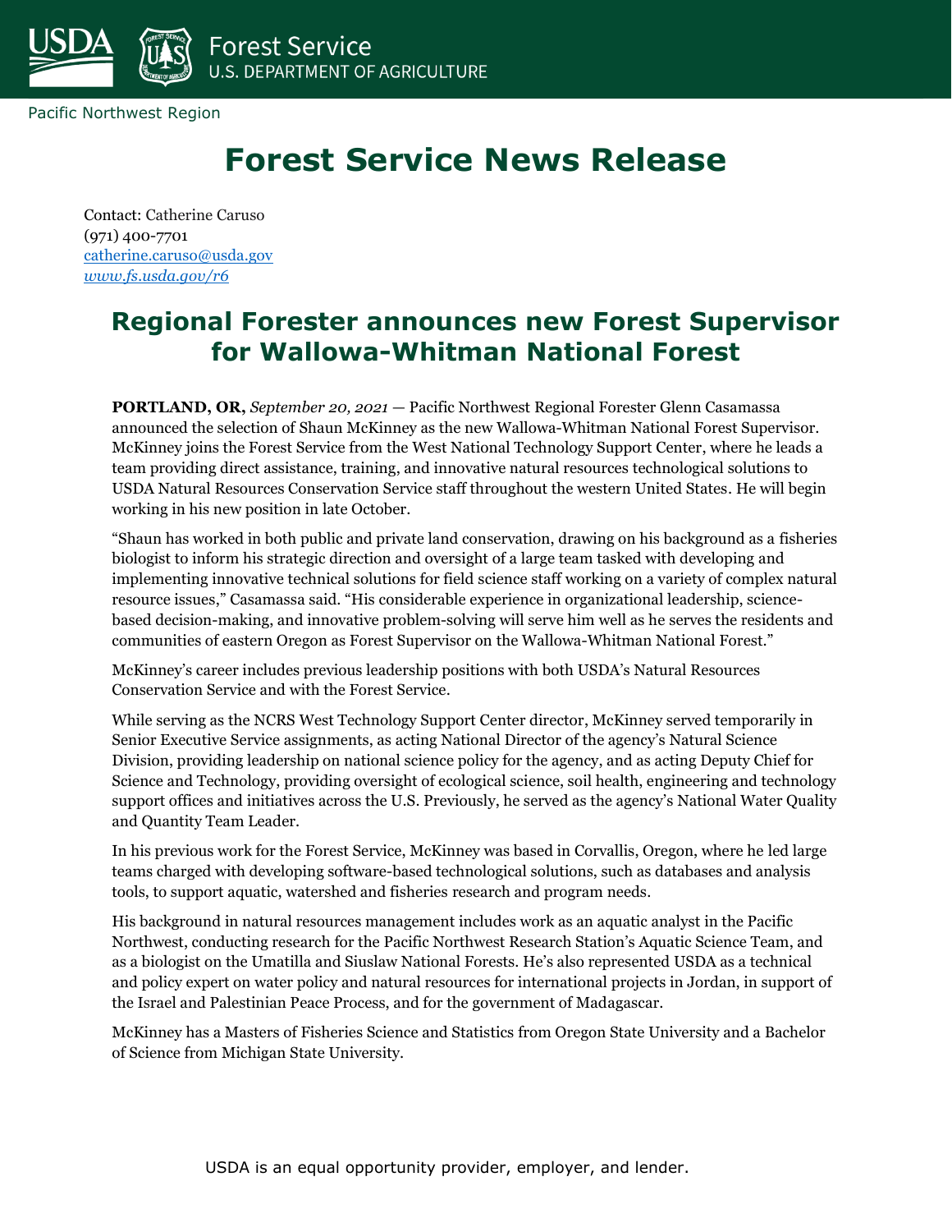Pacific Northwest Region

# Forest Service News Release

Contact: Catherine Caruso
(971) 400-7701
catherine.caruso@usda.gov
*www.fs.usda.gov/r6*

## Regional Forester announces new Forest Supervisor for Wallowa-Whitman National Forest

**PORTLAND, OR,** *September 20, 2021* — Pacific Northwest Regional Forester Glenn Casamassa announced the selection of Shaun McKinney as the new Wallowa-Whitman National Forest Supervisor. McKinney joins the Forest Service from the West National Technology Support Center, where he leads a team providing direct assistance, training, and innovative natural resources technological solutions to USDA Natural Resources Conservation Service staff throughout the western United States. He will begin working in his new position in late October.

"Shaun has worked in both public and private land conservation, drawing on his background as a fisheries biologist to inform his strategic direction and oversight of a large team tasked with developing and implementing innovative technical solutions for field science staff working on a variety of complex natural resource issues," Casamassa said. "His considerable experience in organizational leadership, science-based decision-making, and innovative problem-solving will serve him well as he serves the residents and communities of eastern Oregon as Forest Supervisor on the Wallowa-Whitman National Forest."

McKinney's career includes previous leadership positions with both USDA's Natural Resources Conservation Service and with the Forest Service.

While serving as the NCRS West Technology Support Center director, McKinney served temporarily in Senior Executive Service assignments, as acting National Director of the agency's Natural Science Division, providing leadership on national science policy for the agency, and as acting Deputy Chief for Science and Technology, providing oversight of ecological science, soil health, engineering and technology support offices and initiatives across the U.S. Previously, he served as the agency's National Water Quality and Quantity Team Leader.

In his previous work for the Forest Service, McKinney was based in Corvallis, Oregon, where he led large teams charged with developing software-based technological solutions, such as databases and analysis tools, to support aquatic, watershed and fisheries research and program needs.

His background in natural resources management includes work as an aquatic analyst in the Pacific Northwest, conducting research for the Pacific Northwest Research Station's Aquatic Science Team, and as a biologist on the Umatilla and Siuslaw National Forests. He's also represented USDA as a technical and policy expert on water policy and natural resources for international projects in Jordan, in support of the Israel and Palestinian Peace Process, and for the government of Madagascar.

McKinney has a Masters of Fisheries Science and Statistics from Oregon State University and a Bachelor of Science from Michigan State University.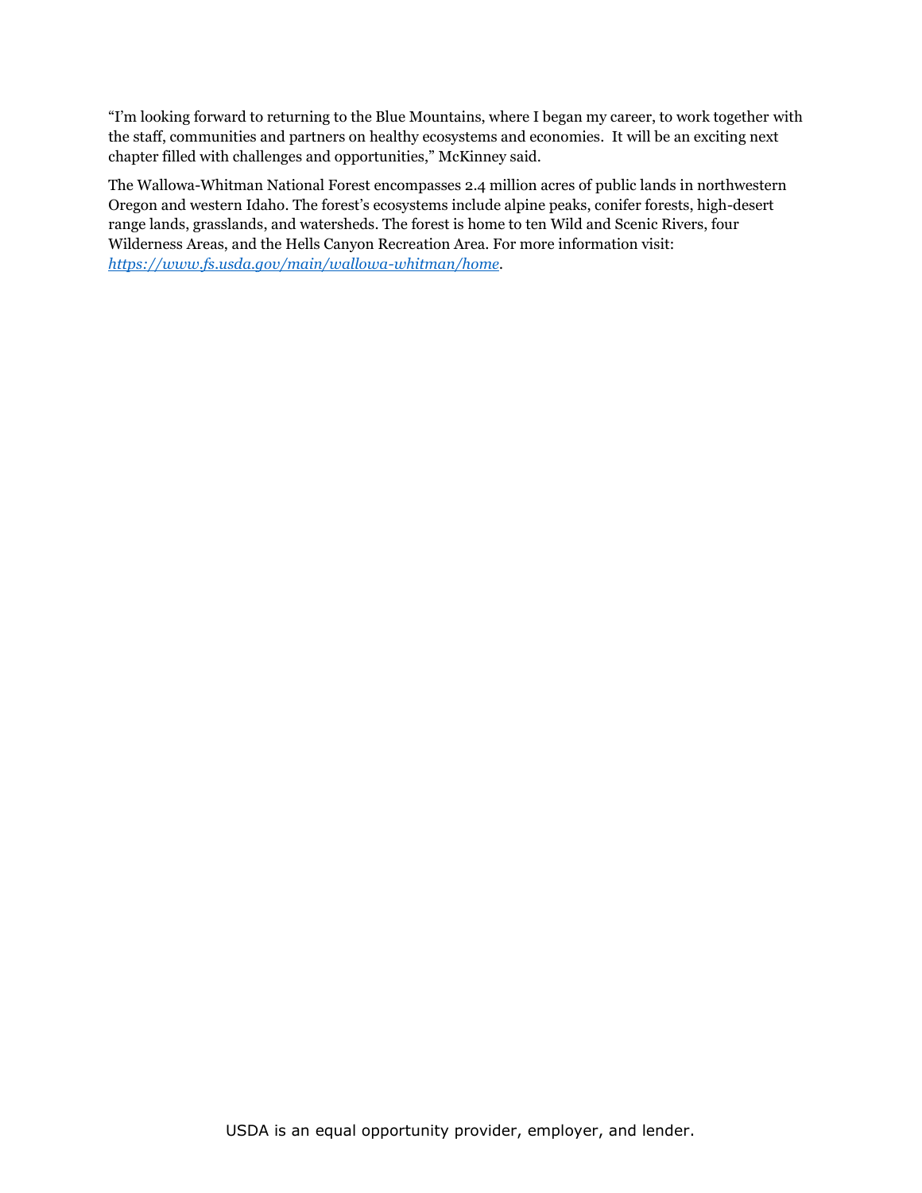"I'm looking forward to returning to the Blue Mountains, where I began my career, to work together with the staff, communities and partners on healthy ecosystems and economies.  It will be an exciting next chapter filled with challenges and opportunities," McKinney said.

The Wallowa-Whitman National Forest encompasses 2.4 million acres of public lands in northwestern Oregon and western Idaho. The forest's ecosystems include alpine peaks, conifer forests, high-desert range lands, grasslands, and watersheds. The forest is home to ten Wild and Scenic Rivers, four Wilderness Areas, and the Hells Canyon Recreation Area. For more information visit: *https://www.fs.usda.gov/main/wallowa-whitman/home*.

USDA is an equal opportunity provider, employer, and lender.